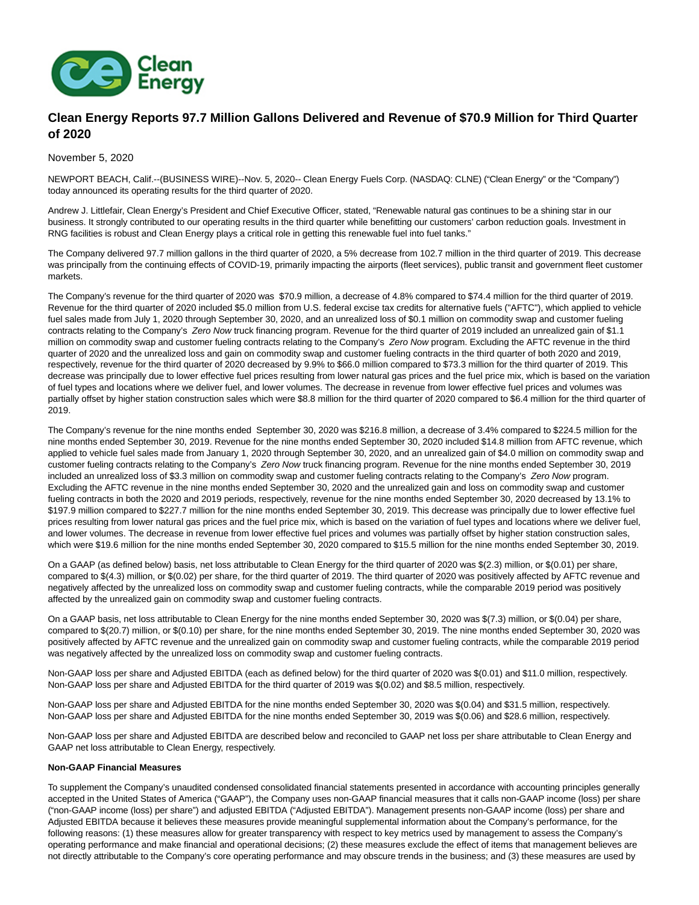# Clean Energy Reports 97.7 Million Gallons Delivered and Revenue of $70.9 Million for Third Quarter of 2020

November 5, 2020

NEWPORT BEACH, Calif.--(BUSINESS WIRE)--Nov. 5, 2020-- Clean Energy Fuels Corp. (NASDAQ: CLNE) ("Clean Energy" or the "Company") today announced its operating results for the third quarter of 2020.

Andrew J. Littlefair, Clean Energy's President and Chief Executive Officer, stated, "Renewable natural gas continues to be a shining star in our business. It strongly contributed to our operating results in the third quarter while benefitting our customers' carbon reduction goals. Investment in RNG facilities is robust and Clean Energy plays a critical role in getting this renewable fuel into fuel tanks."

The Company delivered 97.7 million gallons in the third quarter of 2020, a 5% decrease from 102.7 million in the third quarter of 2019. This decrease was principally from the continuing effects of COVID-19, primarily impacting the airports (fleet services), public transit and government fleet customer markets.

The Company's revenue for the third quarter of 2020 was $70.9 million, a decrease of 4.8% compared to $74.4 million for the third quarter of 2019. Revenue for the third quarter of 2020 included $5.0 million from U.S. federal excise tax credits for alternative fuels ("AFTC"), which applied to vehicle fuel sales made from July 1, 2020 through September 30, 2020, and an unrealized loss of $0.1 million on commodity swap and customer fueling contracts relating to the Company's *Zero Now* truck financing program. Revenue for the third quarter of 2019 included an unrealized gain of $1.1 million on commodity swap and customer fueling contracts relating to the Company's *Zero Now* program. Excluding the AFTC revenue in the third quarter of 2020 and the unrealized loss and gain on commodity swap and customer fueling contracts in the third quarter of both 2020 and 2019, respectively, revenue for the third quarter of 2020 decreased by 9.9% to $66.0 million compared to $73.3 million for the third quarter of 2019. This decrease was principally due to lower effective fuel prices resulting from lower natural gas prices and the fuel price mix, which is based on the variation of fuel types and locations where we deliver fuel, and lower volumes. The decrease in revenue from lower effective fuel prices and volumes was partially offset by higher station construction sales which were $8.8 million for the third quarter of 2020 compared to $6.4 million for the third quarter of 2019.

The Company's revenue for the nine months ended September 30, 2020 was $216.8 million, a decrease of 3.4% compared to $224.5 million for the nine months ended September 30, 2019. Revenue for the nine months ended September 30, 2020 included $14.8 million from AFTC revenue, which applied to vehicle fuel sales made from January 1, 2020 through September 30, 2020, and an unrealized gain of $4.0 million on commodity swap and customer fueling contracts relating to the Company's *Zero Now* truck financing program. Revenue for the nine months ended September 30, 2019 included an unrealized loss of $3.3 million on commodity swap and customer fueling contracts relating to the Company's *Zero Now* program. Excluding the AFTC revenue in the nine months ended September 30, 2020 and the unrealized gain and loss on commodity swap and customer fueling contracts in both the 2020 and 2019 periods, respectively, revenue for the nine months ended September 30, 2020 decreased by 13.1% to $197.9 million compared to $227.7 million for the nine months ended September 30, 2019. This decrease was principally due to lower effective fuel prices resulting from lower natural gas prices and the fuel price mix, which is based on the variation of fuel types and locations where we deliver fuel, and lower volumes. The decrease in revenue from lower effective fuel prices and volumes was partially offset by higher station construction sales, which were $19.6 million for the nine months ended September 30, 2020 compared to $15.5 million for the nine months ended September 30, 2019.

On a GAAP (as defined below) basis, net loss attributable to Clean Energy for the third quarter of 2020 was $(2.3) million, or $(0.01) per share, compared to $(4.3) million, or $(0.02) per share, for the third quarter of 2019. The third quarter of 2020 was positively affected by AFTC revenue and negatively affected by the unrealized loss on commodity swap and customer fueling contracts, while the comparable 2019 period was positively affected by the unrealized gain on commodity swap and customer fueling contracts.

On a GAAP basis, net loss attributable to Clean Energy for the nine months ended September 30, 2020 was $(7.3) million, or $(0.04) per share, compared to $(20.7) million, or $(0.10) per share, for the nine months ended September 30, 2019. The nine months ended September 30, 2020 was positively affected by AFTC revenue and the unrealized gain on commodity swap and customer fueling contracts, while the comparable 2019 period was negatively affected by the unrealized loss on commodity swap and customer fueling contracts.

Non-GAAP loss per share and Adjusted EBITDA (each as defined below) for the third quarter of 2020 was $(0.01) and $11.0 million, respectively. Non-GAAP loss per share and Adjusted EBITDA for the third quarter of 2019 was $(0.02) and $8.5 million, respectively.

Non-GAAP loss per share and Adjusted EBITDA for the nine months ended September 30, 2020 was $(0.04) and $31.5 million, respectively. Non-GAAP loss per share and Adjusted EBITDA for the nine months ended September 30, 2019 was $(0.06) and $28.6 million, respectively.

Non-GAAP loss per share and Adjusted EBITDA are described below and reconciled to GAAP net loss per share attributable to Clean Energy and GAAP net loss attributable to Clean Energy, respectively.

**Non-GAAP Financial Measures**

To supplement the Company's unaudited condensed consolidated financial statements presented in accordance with accounting principles generally accepted in the United States of America ("GAAP"), the Company uses non-GAAP financial measures that it calls non-GAAP income (loss) per share ("non-GAAP income (loss) per share") and adjusted EBITDA ("Adjusted EBITDA"). Management presents non-GAAP income (loss) per share and Adjusted EBITDA because it believes these measures provide meaningful supplemental information about the Company's performance, for the following reasons: (1) these measures allow for greater transparency with respect to key metrics used by management to assess the Company's operating performance and make financial and operational decisions; (2) these measures exclude the effect of items that management believes are not directly attributable to the Company's core operating performance and may obscure trends in the business; and (3) these measures are used by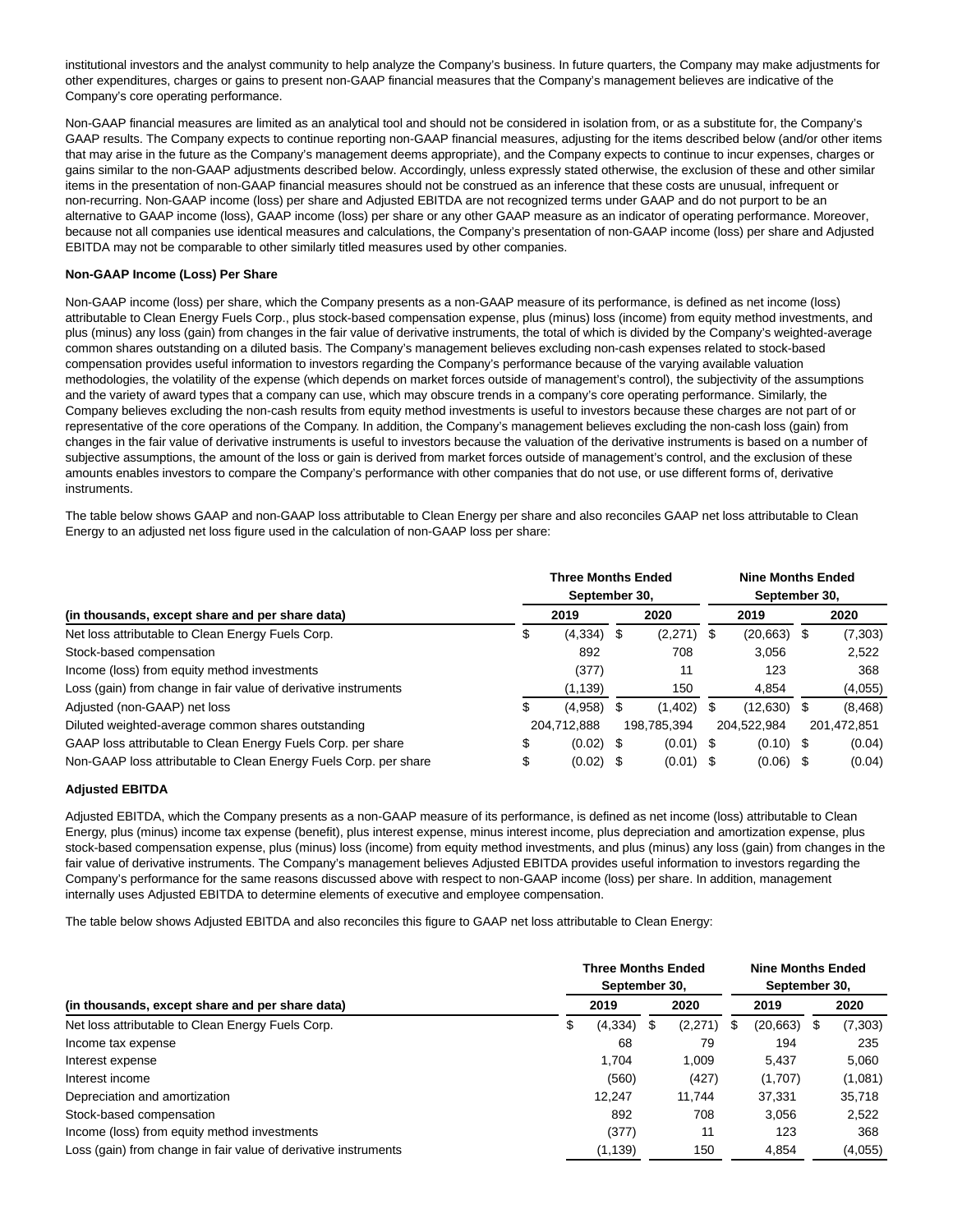institutional investors and the analyst community to help analyze the Company's business. In future quarters, the Company may make adjustments for other expenditures, charges or gains to present non-GAAP financial measures that the Company's management believes are indicative of the Company's core operating performance.

Non-GAAP financial measures are limited as an analytical tool and should not be considered in isolation from, or as a substitute for, the Company's GAAP results. The Company expects to continue reporting non-GAAP financial measures, adjusting for the items described below (and/or other items that may arise in the future as the Company's management deems appropriate), and the Company expects to continue to incur expenses, charges or gains similar to the non-GAAP adjustments described below. Accordingly, unless expressly stated otherwise, the exclusion of these and other similar items in the presentation of non-GAAP financial measures should not be construed as an inference that these costs are unusual, infrequent or non-recurring. Non-GAAP income (loss) per share and Adjusted EBITDA are not recognized terms under GAAP and do not purport to be an alternative to GAAP income (loss), GAAP income (loss) per share or any other GAAP measure as an indicator of operating performance. Moreover, because not all companies use identical measures and calculations, the Company's presentation of non-GAAP income (loss) per share and Adjusted EBITDA may not be comparable to other similarly titled measures used by other companies.

**Non-GAAP Income (Loss) Per Share**

Non-GAAP income (loss) per share, which the Company presents as a non-GAAP measure of its performance, is defined as net income (loss) attributable to Clean Energy Fuels Corp., plus stock-based compensation expense, plus (minus) loss (income) from equity method investments, and plus (minus) any loss (gain) from changes in the fair value of derivative instruments, the total of which is divided by the Company's weighted-average common shares outstanding on a diluted basis. The Company's management believes excluding non-cash expenses related to stock-based compensation provides useful information to investors regarding the Company's performance because of the varying available valuation methodologies, the volatility of the expense (which depends on market forces outside of management's control), the subjectivity of the assumptions and the variety of award types that a company can use, which may obscure trends in a company's core operating performance. Similarly, the Company believes excluding the non-cash results from equity method investments is useful to investors because these charges are not part of or representative of the core operations of the Company. In addition, the Company's management believes excluding the non-cash loss (gain) from changes in the fair value of derivative instruments is useful to investors because the valuation of the derivative instruments is based on a number of subjective assumptions, the amount of the loss or gain is derived from market forces outside of management's control, and the exclusion of these amounts enables investors to compare the Company's performance with other companies that do not use, or use different forms of, derivative instruments.

The table below shows GAAP and non-GAAP loss attributable to Clean Energy per share and also reconciles GAAP net loss attributable to Clean Energy to an adjusted net loss figure used in the calculation of non-GAAP loss per share:

| | Three Months Ended September 30, | | Nine Months Ended September 30, | |
|---|---|---|---|---|
| (in thousands, except share and per share data) | 2019 | 2020 | 2019 | 2020 |
| Net loss attributable to Clean Energy Fuels Corp. | $ (4,334) | $ (2,271) | $ (20,663) | $ (7,303) |
| Stock-based compensation | 892 | 708 | 3,056 | 2,522 |
| Income (loss) from equity method investments | (377) | 11 | 123 | 368 |
| Loss (gain) from change in fair value of derivative instruments | (1,139) | 150 | 4,854 | (4,055) |
| Adjusted (non-GAAP) net loss | $ (4,958) | $ (1,402) | $ (12,630) | $ (8,468) |
| Diluted weighted-average common shares outstanding | 204,712,888 | 198,785,394 | 204,522,984 | 201,472,851 |
| GAAP loss attributable to Clean Energy Fuels Corp. per share | $ (0.02) | $ (0.01) | $ (0.10) | $ (0.04) |
| Non-GAAP loss attributable to Clean Energy Fuels Corp. per share | $ (0.02) | $ (0.01) | $ (0.06) | $ (0.04) |

**Adjusted EBITDA**

Adjusted EBITDA, which the Company presents as a non-GAAP measure of its performance, is defined as net income (loss) attributable to Clean Energy, plus (minus) income tax expense (benefit), plus interest expense, minus interest income, plus depreciation and amortization expense, plus stock-based compensation expense, plus (minus) loss (income) from equity method investments, and plus (minus) any loss (gain) from changes in the fair value of derivative instruments. The Company's management believes Adjusted EBITDA provides useful information to investors regarding the Company's performance for the same reasons discussed above with respect to non-GAAP income (loss) per share. In addition, management internally uses Adjusted EBITDA to determine elements of executive and employee compensation.

The table below shows Adjusted EBITDA and also reconciles this figure to GAAP net loss attributable to Clean Energy:

| | Three Months Ended September 30, | | Nine Months Ended September 30, | |
|---|---|---|---|---|
| (in thousands, except share and per share data) | 2019 | 2020 | 2019 | 2020 |
| Net loss attributable to Clean Energy Fuels Corp. | $ (4,334) | $ (2,271) | $ (20,663) | $ (7,303) |
| Income tax expense | 68 | 79 | 194 | 235 |
| Interest expense | 1,704 | 1,009 | 5,437 | 5,060 |
| Interest income | (560) | (427) | (1,707) | (1,081) |
| Depreciation and amortization | 12,247 | 11,744 | 37,331 | 35,718 |
| Stock-based compensation | 892 | 708 | 3,056 | 2,522 |
| Income (loss) from equity method investments | (377) | 11 | 123 | 368 |
| Loss (gain) from change in fair value of derivative instruments | (1,139) | 150 | 4,854 | (4,055) |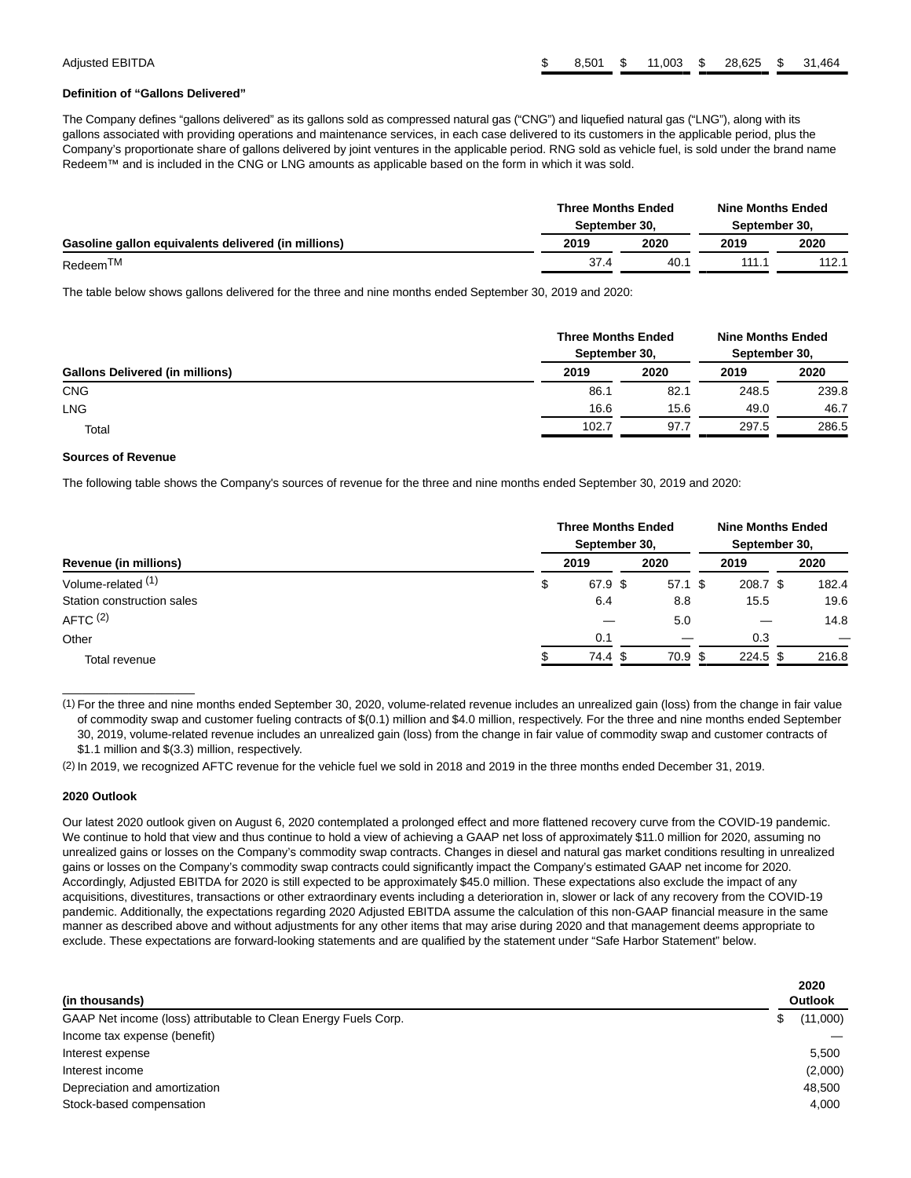| | | | | |
|---|---|---|---|---|
| Adjusted EBITDA | $ 8,501 | $ 11,003 | $ 28,625 | $ 31,464 |

**Definition of "Gallons Delivered"**

The Company defines "gallons delivered" as its gallons sold as compressed natural gas ("CNG") and liquefied natural gas ("LNG"), along with its gallons associated with providing operations and maintenance services, in each case delivered to its customers in the applicable period, plus the Company's proportionate share of gallons delivered by joint ventures in the applicable period. RNG sold as vehicle fuel, is sold under the brand name Redeem™ and is included in the CNG or LNG amounts as applicable based on the form in which it was sold.

| | Three Months Ended September 30, | | Nine Months Ended September 30, | |
|---|---|---|---|---|
| **Gasoline gallon equivalents delivered (in millions)** | **2019** | **2020** | **2019** | **2020** |
| Redeem™ | 37.4 | 40.1 | 111.1 | 112.1 |

The table below shows gallons delivered for the three and nine months ended September 30, 2019 and 2020:

| | Three Months Ended September 30, | | Nine Months Ended September 30, | |
|---|---|---|---|---|
| **Gallons Delivered (in millions)** | **2019** | **2020** | **2019** | **2020** |
| CNG | 86.1 | 82.1 | 248.5 | 239.8 |
| LNG | 16.6 | 15.6 | 49.0 | 46.7 |
| Total | 102.7 | 97.7 | 297.5 | 286.5 |

**Sources of Revenue**

The following table shows the Company's sources of revenue for the three and nine months ended September 30, 2019 and 2020:

| | Three Months Ended September 30, | | Nine Months Ended September 30, | |
|---|---|---|---|---|
| **Revenue (in millions)** | **2019** | **2020** | **2019** | **2020** |
| Volume-related (1) | $ 67.9 | $ 57.1 | $ 208.7 | $ 182.4 |
| Station construction sales | 6.4 | 8.8 | 15.5 | 19.6 |
| AFTC (2) | — | 5.0 | — | 14.8 |
| Other | 0.1 | — | 0.3 | — |
| Total revenue | $ 74.4 | $ 70.9 | $ 224.5 | $ 216.8 |

(1) For the three and nine months ended September 30, 2020, volume-related revenue includes an unrealized gain (loss) from the change in fair value of commodity swap and customer fueling contracts of $(0.1) million and $4.0 million, respectively. For the three and nine months ended September 30, 2019, volume-related revenue includes an unrealized gain (loss) from the change in fair value of commodity swap and customer contracts of $1.1 million and $(3.3) million, respectively.

(2) In 2019, we recognized AFTC revenue for the vehicle fuel we sold in 2018 and 2019 in the three months ended December 31, 2019.

**2020 Outlook**

Our latest 2020 outlook given on August 6, 2020 contemplated a prolonged effect and more flattened recovery curve from the COVID-19 pandemic. We continue to hold that view and thus continue to hold a view of achieving a GAAP net loss of approximately $11.0 million for 2020, assuming no unrealized gains or losses on the Company's commodity swap contracts. Changes in diesel and natural gas market conditions resulting in unrealized gains or losses on the Company's commodity swap contracts could significantly impact the Company's estimated GAAP net income for 2020. Accordingly, Adjusted EBITDA for 2020 is still expected to be approximately $45.0 million. These expectations also exclude the impact of any acquisitions, divestitures, transactions or other extraordinary events including a deterioration in, slower or lack of any recovery from the COVID-19 pandemic. Additionally, the expectations regarding 2020 Adjusted EBITDA assume the calculation of this non-GAAP financial measure in the same manner as described above and without adjustments for any other items that may arise during 2020 and that management deems appropriate to exclude. These expectations are forward-looking statements and are qualified by the statement under "Safe Harbor Statement" below.

| **(in thousands)** | **2020 Outlook** |
|---|---|
| GAAP Net income (loss) attributable to Clean Energy Fuels Corp. | $ (11,000) |
| Income tax expense (benefit) | — |
| Interest expense | 5,500 |
| Interest income | (2,000) |
| Depreciation and amortization | 48,500 |
| Stock-based compensation | 4,000 |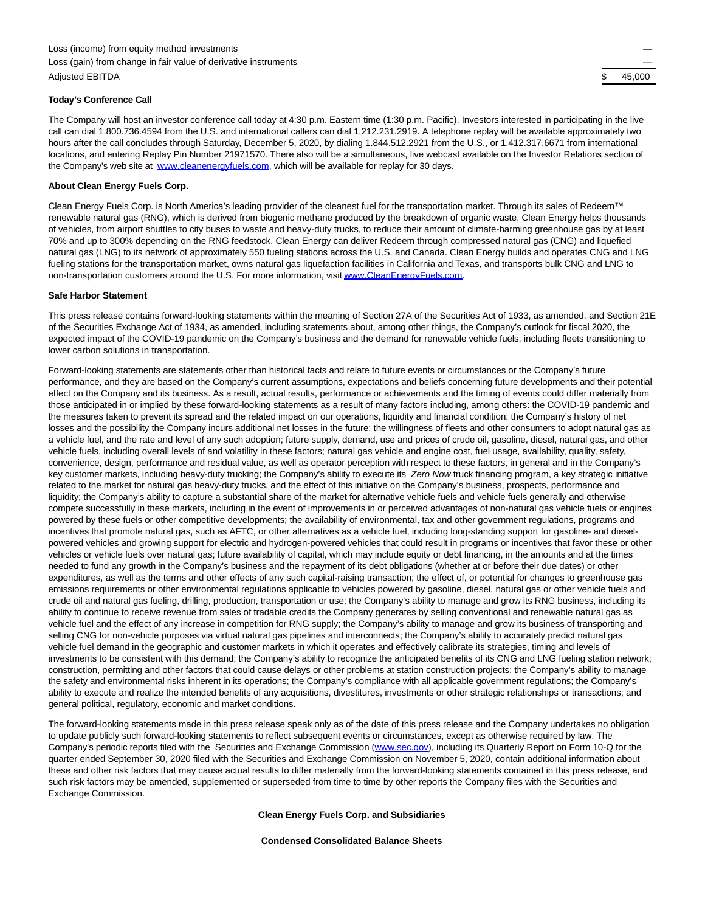| | |
|---|---|
| Loss (income) from equity method investments | — |
| Loss (gain) from change in fair value of derivative instruments | — |
| Adjusted EBITDA | $ 45,000 |

**Today's Conference Call**

The Company will host an investor conference call today at 4:30 p.m. Eastern time (1:30 p.m. Pacific). Investors interested in participating in the live call can dial 1.800.736.4594 from the U.S. and international callers can dial 1.212.231.2919. A telephone replay will be available approximately two hours after the call concludes through Saturday, December 5, 2020, by dialing 1.844.512.2921 from the U.S., or 1.412.317.6671 from international locations, and entering Replay Pin Number 21971570. There also will be a simultaneous, live webcast available on the Investor Relations section of the Company's web site at www.cleanenergyfuels.com, which will be available for replay for 30 days.

**About Clean Energy Fuels Corp.**

Clean Energy Fuels Corp. is North America's leading provider of the cleanest fuel for the transportation market. Through its sales of Redeem™ renewable natural gas (RNG), which is derived from biogenic methane produced by the breakdown of organic waste, Clean Energy helps thousands of vehicles, from airport shuttles to city buses to waste and heavy-duty trucks, to reduce their amount of climate-harming greenhouse gas by at least 70% and up to 300% depending on the RNG feedstock. Clean Energy can deliver Redeem through compressed natural gas (CNG) and liquefied natural gas (LNG) to its network of approximately 550 fueling stations across the U.S. and Canada. Clean Energy builds and operates CNG and LNG fueling stations for the transportation market, owns natural gas liquefaction facilities in California and Texas, and transports bulk CNG and LNG to non-transportation customers around the U.S. For more information, visit www.CleanEnergyFuels.com.

**Safe Harbor Statement**

This press release contains forward-looking statements within the meaning of Section 27A of the Securities Act of 1933, as amended, and Section 21E of the Securities Exchange Act of 1934, as amended, including statements about, among other things, the Company's outlook for fiscal 2020, the expected impact of the COVID-19 pandemic on the Company's business and the demand for renewable vehicle fuels, including fleets transitioning to lower carbon solutions in transportation.

Forward-looking statements are statements other than historical facts and relate to future events or circumstances or the Company's future performance, and they are based on the Company's current assumptions, expectations and beliefs concerning future developments and their potential effect on the Company and its business. As a result, actual results, performance or achievements and the timing of events could differ materially from those anticipated in or implied by these forward-looking statements as a result of many factors including, among others: the COVID-19 pandemic and the measures taken to prevent its spread and the related impact on our operations, liquidity and financial condition; the Company's history of net losses and the possibility the Company incurs additional net losses in the future; the willingness of fleets and other consumers to adopt natural gas as a vehicle fuel, and the rate and level of any such adoption; future supply, demand, use and prices of crude oil, gasoline, diesel, natural gas, and other vehicle fuels, including overall levels of and volatility in these factors; natural gas vehicle and engine cost, fuel usage, availability, quality, safety, convenience, design, performance and residual value, as well as operator perception with respect to these factors, in general and in the Company's key customer markets, including heavy-duty trucking; the Company's ability to execute its *Zero Now* truck financing program, a key strategic initiative related to the market for natural gas heavy-duty trucks, and the effect of this initiative on the Company's business, prospects, performance and liquidity; the Company's ability to capture a substantial share of the market for alternative vehicle fuels and vehicle fuels generally and otherwise compete successfully in these markets, including in the event of improvements in or perceived advantages of non-natural gas vehicle fuels or engines powered by these fuels or other competitive developments; the availability of environmental, tax and other government regulations, programs and incentives that promote natural gas, such as AFTC, or other alternatives as a vehicle fuel, including long-standing support for gasoline- and diesel-powered vehicles and growing support for electric and hydrogen-powered vehicles that could result in programs or incentives that favor these or other vehicles or vehicle fuels over natural gas; future availability of capital, which may include equity or debt financing, in the amounts and at the times needed to fund any growth in the Company's business and the repayment of its debt obligations (whether at or before their due dates) or other expenditures, as well as the terms and other effects of any such capital-raising transaction; the effect of, or potential for changes to greenhouse gas emissions requirements or other environmental regulations applicable to vehicles powered by gasoline, diesel, natural gas or other vehicle fuels and crude oil and natural gas fueling, drilling, production, transportation or use; the Company's ability to manage and grow its RNG business, including its ability to continue to receive revenue from sales of tradable credits the Company generates by selling conventional and renewable natural gas as vehicle fuel and the effect of any increase in competition for RNG supply; the Company's ability to manage and grow its business of transporting and selling CNG for non-vehicle purposes via virtual natural gas pipelines and interconnects; the Company's ability to accurately predict natural gas vehicle fuel demand in the geographic and customer markets in which it operates and effectively calibrate its strategies, timing and levels of investments to be consistent with this demand; the Company's ability to recognize the anticipated benefits of its CNG and LNG fueling station network; construction, permitting and other factors that could cause delays or other problems at station construction projects; the Company's ability to manage the safety and environmental risks inherent in its operations; the Company's compliance with all applicable government regulations; the Company's ability to execute and realize the intended benefits of any acquisitions, divestitures, investments or other strategic relationships or transactions; and general political, regulatory, economic and market conditions.

The forward-looking statements made in this press release speak only as of the date of this press release and the Company undertakes no obligation to update publicly such forward-looking statements to reflect subsequent events or circumstances, except as otherwise required by law. The Company's periodic reports filed with the Securities and Exchange Commission (www.sec.gov), including its Quarterly Report on Form 10-Q for the quarter ended September 30, 2020 filed with the Securities and Exchange Commission on November 5, 2020, contain additional information about these and other risk factors that may cause actual results to differ materially from the forward-looking statements contained in this press release, and such risk factors may be amended, supplemented or superseded from time to time by other reports the Company files with the Securities and Exchange Commission.

**Clean Energy Fuels Corp. and Subsidiaries**

**Condensed Consolidated Balance Sheets**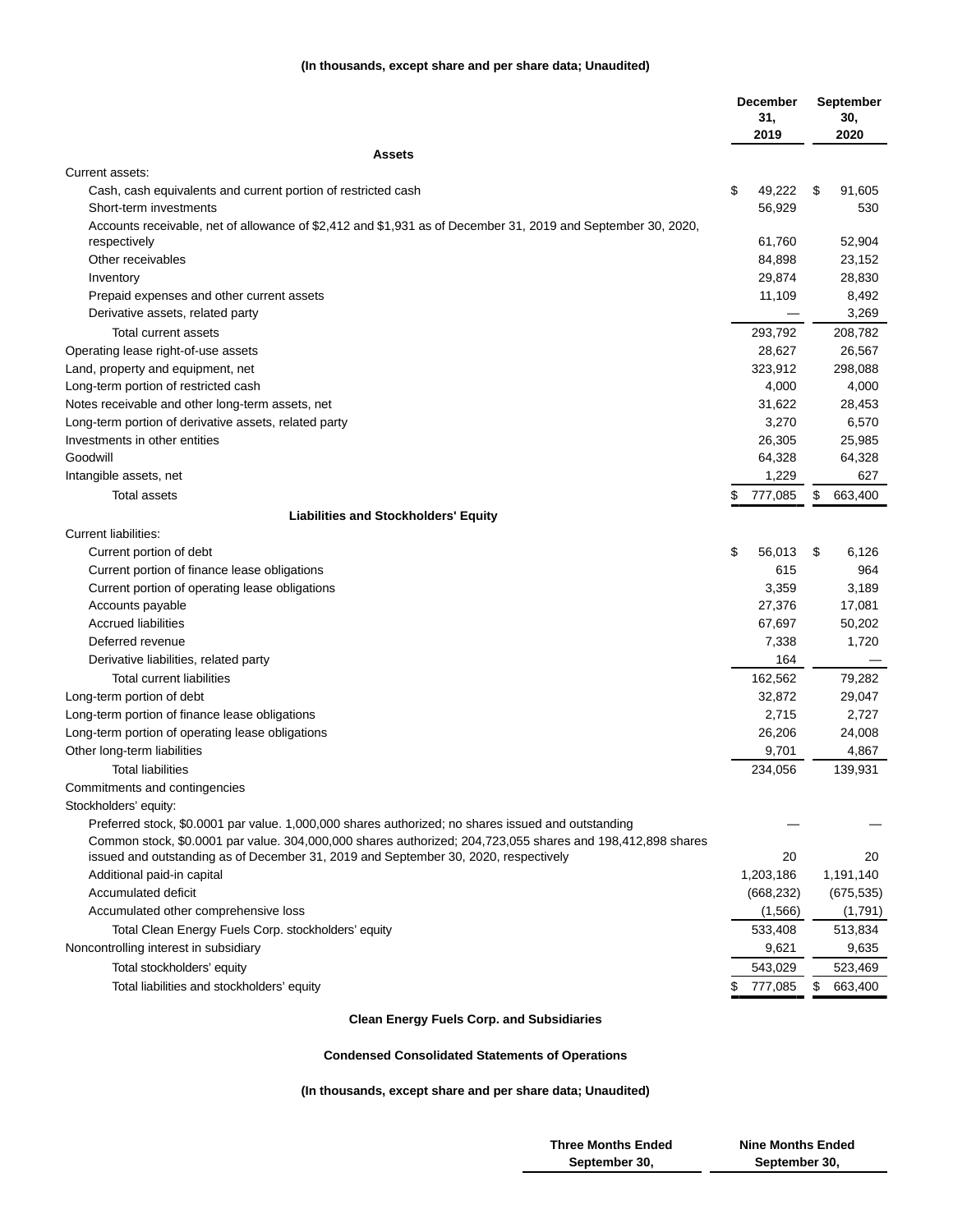**(In thousands, except share and per share data; Unaudited)**

| | December 31, 2019 | September 30, 2020 |
|---|---|---|
| **Assets** | | |
| Current assets: | | |
| Cash, cash equivalents and current portion of restricted cash | $ 49,222 | $ 91,605 |
| Short-term investments | 56,929 | 530 |
| Accounts receivable, net of allowance of $2,412 and $1,931 as of December 31, 2019 and September 30, 2020, respectively | 61,760 | 52,904 |
| Other receivables | 84,898 | 23,152 |
| Inventory | 29,874 | 28,830 |
| Prepaid expenses and other current assets | 11,109 | 8,492 |
| Derivative assets, related party | — | 3,269 |
| Total current assets | 293,792 | 208,782 |
| Operating lease right-of-use assets | 28,627 | 26,567 |
| Land, property and equipment, net | 323,912 | 298,088 |
| Long-term portion of restricted cash | 4,000 | 4,000 |
| Notes receivable and other long-term assets, net | 31,622 | 28,453 |
| Long-term portion of derivative assets, related party | 3,270 | 6,570 |
| Investments in other entities | 26,305 | 25,985 |
| Goodwill | 64,328 | 64,328 |
| Intangible assets, net | 1,229 | 627 |
| Total assets | $ 777,085 | $ 663,400 |
| **Liabilities and Stockholders' Equity** | | |
| Current liabilities: | | |
| Current portion of debt | $ 56,013 | $ 6,126 |
| Current portion of finance lease obligations | 615 | 964 |
| Current portion of operating lease obligations | 3,359 | 3,189 |
| Accounts payable | 27,376 | 17,081 |
| Accrued liabilities | 67,697 | 50,202 |
| Deferred revenue | 7,338 | 1,720 |
| Derivative liabilities, related party | 164 | — |
| Total current liabilities | 162,562 | 79,282 |
| Long-term portion of debt | 32,872 | 29,047 |
| Long-term portion of finance lease obligations | 2,715 | 2,727 |
| Long-term portion of operating lease obligations | 26,206 | 24,008 |
| Other long-term liabilities | 9,701 | 4,867 |
| Total liabilities | 234,056 | 139,931 |
| Commitments and contingencies | | |
| Stockholders' equity: | | |
| Preferred stock, $0.0001 par value. 1,000,000 shares authorized; no shares issued and outstanding | — | — |
| Common stock, $0.0001 par value. 304,000,000 shares authorized; 204,723,055 shares and 198,412,898 shares issued and outstanding as of December 31, 2019 and September 30, 2020, respectively | 20 | 20 |
| Additional paid-in capital | 1,203,186 | 1,191,140 |
| Accumulated deficit | (668,232) | (675,535) |
| Accumulated other comprehensive loss | (1,566) | (1,791) |
| Total Clean Energy Fuels Corp. stockholders' equity | 533,408 | 513,834 |
| Noncontrolling interest in subsidiary | 9,621 | 9,635 |
| Total stockholders' equity | 543,029 | 523,469 |
| Total liabilities and stockholders' equity | $ 777,085 | $ 663,400 |

**Clean Energy Fuels Corp. and Subsidiaries**

**Condensed Consolidated Statements of Operations**

**(In thousands, except share and per share data; Unaudited)**

| | Three Months Ended September 30, | Nine Months Ended September 30, |
|---|---|---|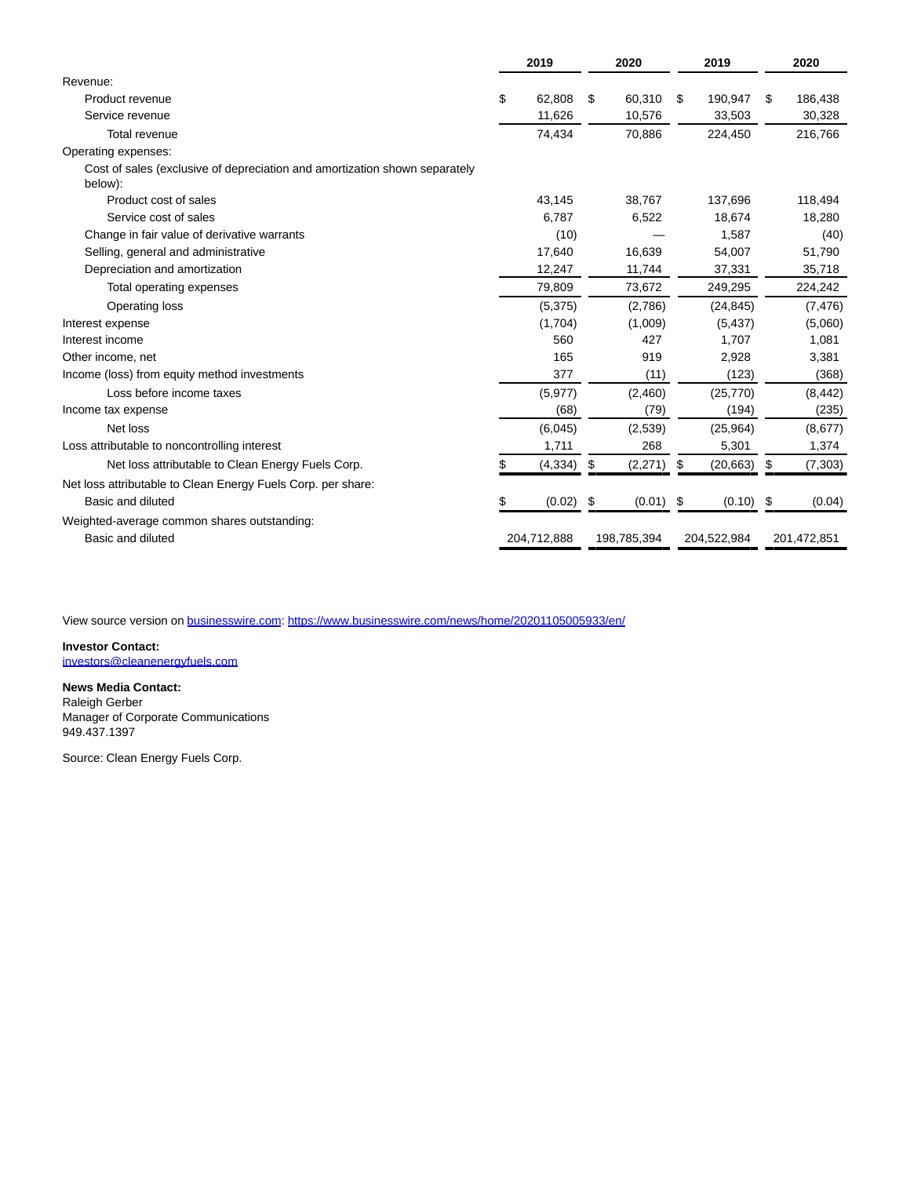| | 2019 | 2020 | 2019 | 2020 |
|---|---|---|---|---|
| Revenue: | | | | |
| Product revenue | $ 62,808 | $ 60,310 | $ 190,947 | $ 186,438 |
| Service revenue | 11,626 | 10,576 | 33,503 | 30,328 |
| Total revenue | 74,434 | 70,886 | 224,450 | 216,766 |
| Operating expenses: | | | | |
| Cost of sales (exclusive of depreciation and amortization shown separately below): | | | | |
| Product cost of sales | 43,145 | 38,767 | 137,696 | 118,494 |
| Service cost of sales | 6,787 | 6,522 | 18,674 | 18,280 |
| Change in fair value of derivative warrants | (10) | — | 1,587 | (40) |
| Selling, general and administrative | 17,640 | 16,639 | 54,007 | 51,790 |
| Depreciation and amortization | 12,247 | 11,744 | 37,331 | 35,718 |
| Total operating expenses | 79,809 | 73,672 | 249,295 | 224,242 |
| Operating loss | (5,375) | (2,786) | (24,845) | (7,476) |
| Interest expense | (1,704) | (1,009) | (5,437) | (5,060) |
| Interest income | 560 | 427 | 1,707 | 1,081 |
| Other income, net | 165 | 919 | 2,928 | 3,381 |
| Income (loss) from equity method investments | 377 | (11) | (123) | (368) |
| Loss before income taxes | (5,977) | (2,460) | (25,770) | (8,442) |
| Income tax expense | (68) | (79) | (194) | (235) |
| Net loss | (6,045) | (2,539) | (25,964) | (8,677) |
| Loss attributable to noncontrolling interest | 1,711 | 268 | 5,301 | 1,374 |
| Net loss attributable to Clean Energy Fuels Corp. | $ (4,334) | $ (2,271) | $ (20,663) | $ (7,303) |
| Net loss attributable to Clean Energy Fuels Corp. per share: | | | | |
| Basic and diluted | $ (0.02) | $ (0.01) | $ (0.10) | $ (0.04) |
| Weighted-average common shares outstanding: | | | | |
| Basic and diluted | 204,712,888 | 198,785,394 | 204,522,984 | 201,472,851 |

View source version on businesswire.com: https://www.businesswire.com/news/home/20201105005933/en/

**Investor Contact:**
investors@cleanenergyfuels.com

**News Media Contact:**
Raleigh Gerber
Manager of Corporate Communications
949.437.1397

Source: Clean Energy Fuels Corp.